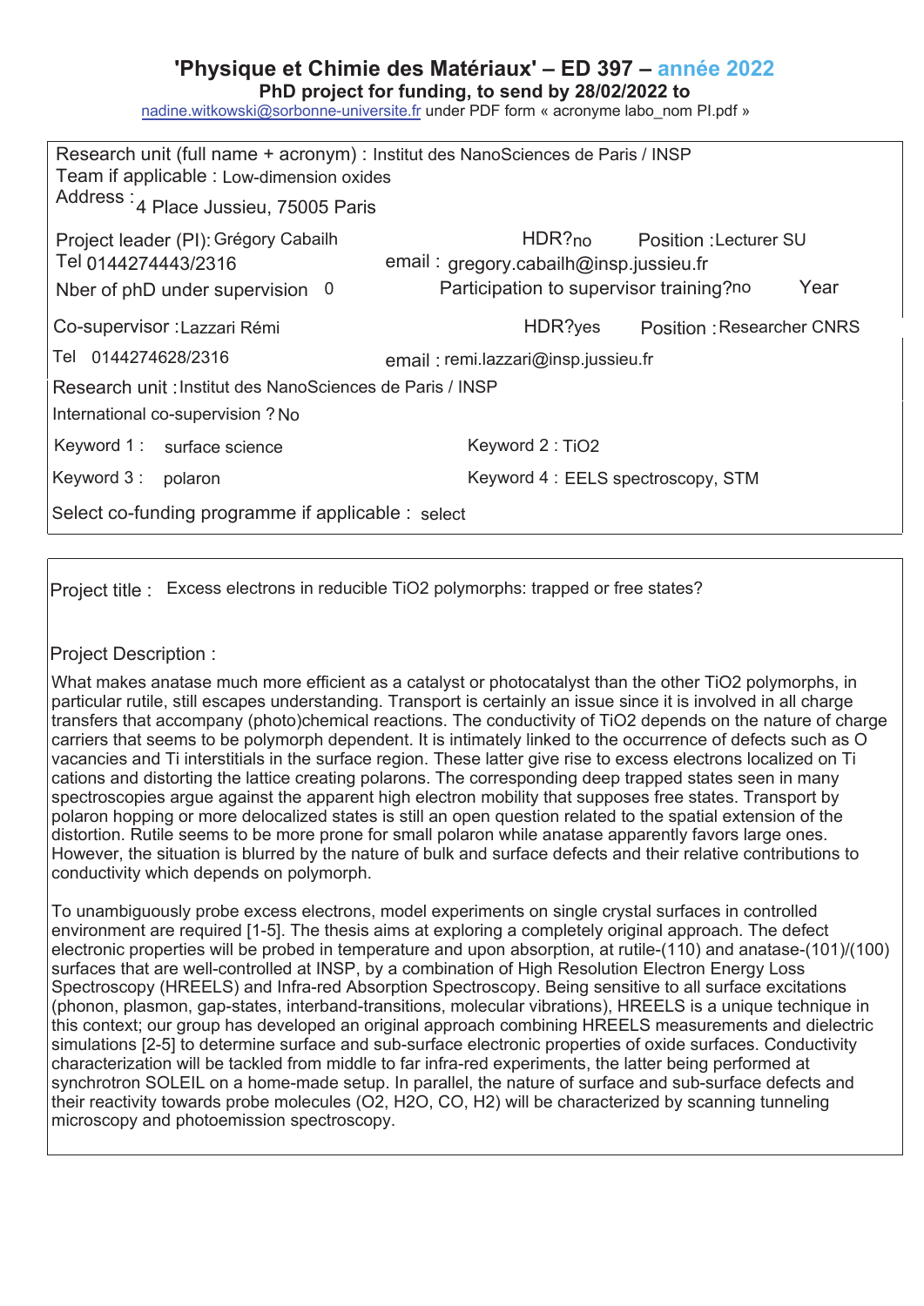# 'Physique et Chimie des Matériaux' – ED 397 – année 2022

**PhD project for funding, to send by 28/02/2022 to**
nadine.witkowski@sorbonne-universite.fr under PDF form « acronyme labo_nom PI.pdf »

Research unit (full name + acronym) : Institut des NanoSciences de Paris / INSP
Team if applicable : Low-dimension oxides
Address : 4 Place Jussieu, 75005 Paris

Project leader (PI): Grégory Cabailh | HDR? no | Position : Lecturer SU
Tel 0144274443/2316 | email : gregory.cabailh@insp.jussieu.fr
Nber of phD under supervision 0 | Participation to supervisor training? no | Year

Co-supervisor : Lazzari Rémi | HDR? yes | Position : Researcher CNRS
Tel 0144274628/2316 | email : remi.lazzari@insp.jussieu.fr
Research unit : Institut des NanoSciences de Paris / INSP
International co-supervision ? No

Keyword 1 : surface science | Keyword 2 : $TiO_2$
Keyword 3 : polaron | Keyword 4 : EELS spectroscopy, STM

Select co-funding programme if applicable : select

Project title : Excess electrons in reducible $TiO_2$ polymorphs: trapped or free states?

Project Description :

What makes anatase much more efficient as a catalyst or photocatalyst than the other $TiO_2$ polymorphs, in particular rutile, still escapes understanding. Transport is certainly an issue since it is involved in all charge transfers that accompany (photo)chemical reactions. The conductivity of $TiO_2$ depends on the nature of charge carriers that seems to be polymorph dependent. It is intimately linked to the occurrence of defects such as O vacancies and Ti interstitials in the surface region. These latter give rise to excess electrons localized on Ti cations and distorting the lattice creating polarons. The corresponding deep trapped states seen in many spectroscopies argue against the apparent high electron mobility that supposes free states. Transport by polaron hopping or more delocalized states is still an open question related to the spatial extension of the distortion. Rutile seems to be more prone for small polaron while anatase apparently favors large ones. However, the situation is blurred by the nature of bulk and surface defects and their relative contributions to conductivity which depends on polymorph.

To unambiguously probe excess electrons, model experiments on single crystal surfaces in controlled environment are required [1-5]. The thesis aims at exploring a completely original approach. The defect electronic properties will be probed in temperature and upon absorption, at rutile-(110) and anatase-(101)/(100) surfaces that are well-controlled at INSP, by a combination of High Resolution Electron Energy Loss Spectroscopy (HREELS) and Infra-red Absorption Spectroscopy. Being sensitive to all surface excitations (phonon, plasmon, gap-states, interband-transitions, molecular vibrations), HREELS is a unique technique in this context; our group has developed an original approach combining HREELS measurements and dielectric simulations [2-5] to determine surface and sub-surface electronic properties of oxide surfaces. Conductivity characterization will be tackled from middle to far infra-red experiments, the latter being performed at synchrotron SOLEIL on a home-made setup. In parallel, the nature of surface and sub-surface defects and their reactivity towards probe molecules ($O_2$, $H_2O$, $CO$, $H_2$) will be characterized by scanning tunneling microscopy and photoemission spectroscopy.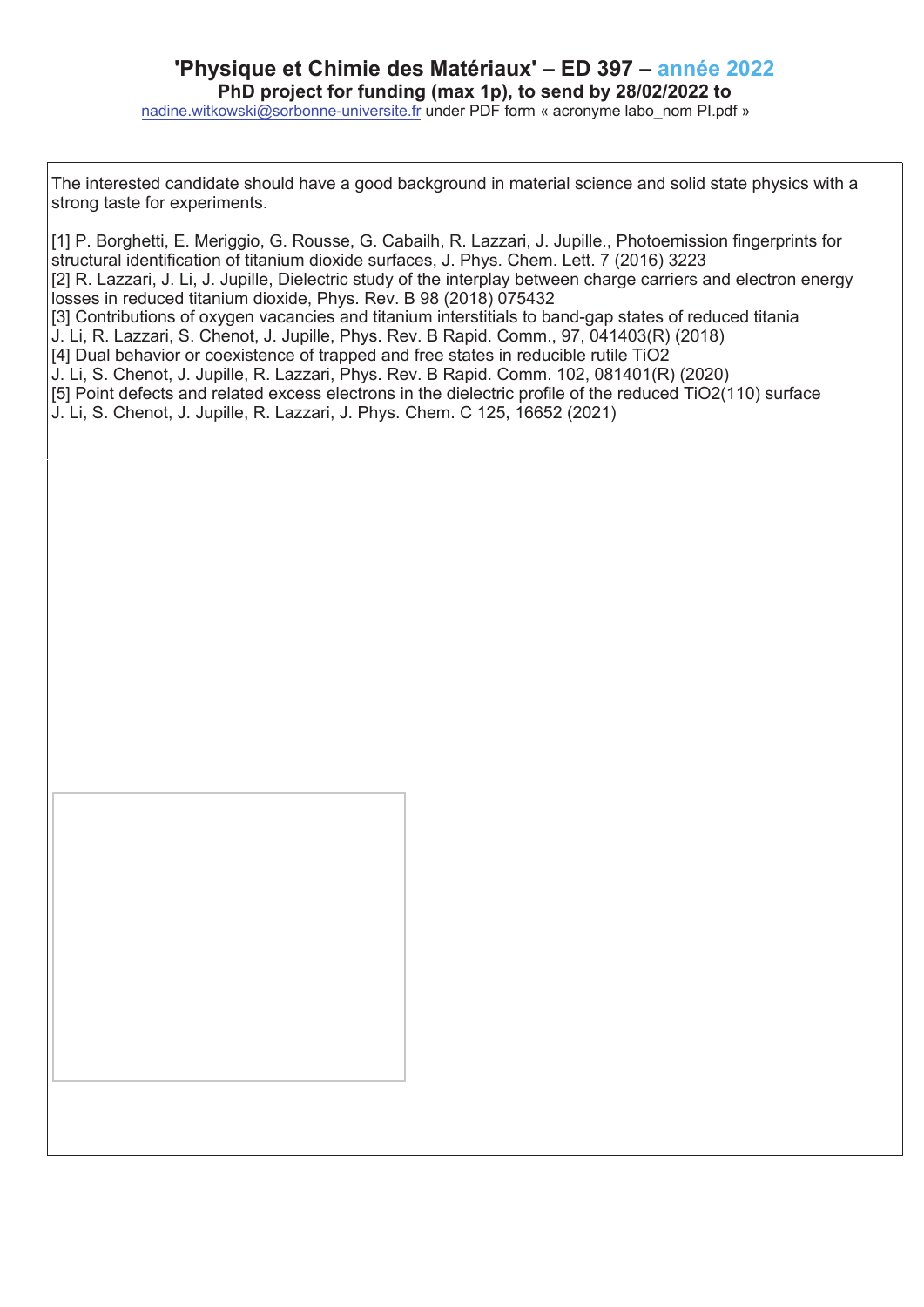# 'Physique et Chimie des Matériaux' – ED 397 – année 2022

**PhD project for funding (max 1p), to send by 28/02/2022 to**

nadine.witkowski@sorbonne-universite.fr under PDF form « acronyme labo_nom PI.pdf »

The interested candidate should have a good background in material science and solid state physics with a strong taste for experiments.

[1] P. Borghetti, E. Meriggio, G. Rousse, G. Cabailh, R. Lazzari, J. Jupille., Photoemission fingerprints for structural identification of titanium dioxide surfaces, J. Phys. Chem. Lett. 7 (2016) 3223

[2] R. Lazzari, J. Li, J. Jupille, Dielectric study of the interplay between charge carriers and electron energy losses in reduced titanium dioxide, Phys. Rev. B 98 (2018) 075432

[3] Contributions of oxygen vacancies and titanium interstitials to band-gap states of reduced titania
J. Li, R. Lazzari, S. Chenot, J. Jupille, Phys. Rev. B Rapid. Comm., 97, 041403(R) (2018)

[4] Dual behavior or coexistence of trapped and free states in reducible rutile $TiO_2$
J. Li, S. Chenot, J. Jupille, R. Lazzari, Phys. Rev. B Rapid. Comm. 102, 081401(R) (2020)

[5] Point defects and related excess electrons in the dielectric profile of the reduced $TiO_2(110)$ surface
J. Li, S. Chenot, J. Jupille, R. Lazzari, J. Phys. Chem. C 125, 16652 (2021)